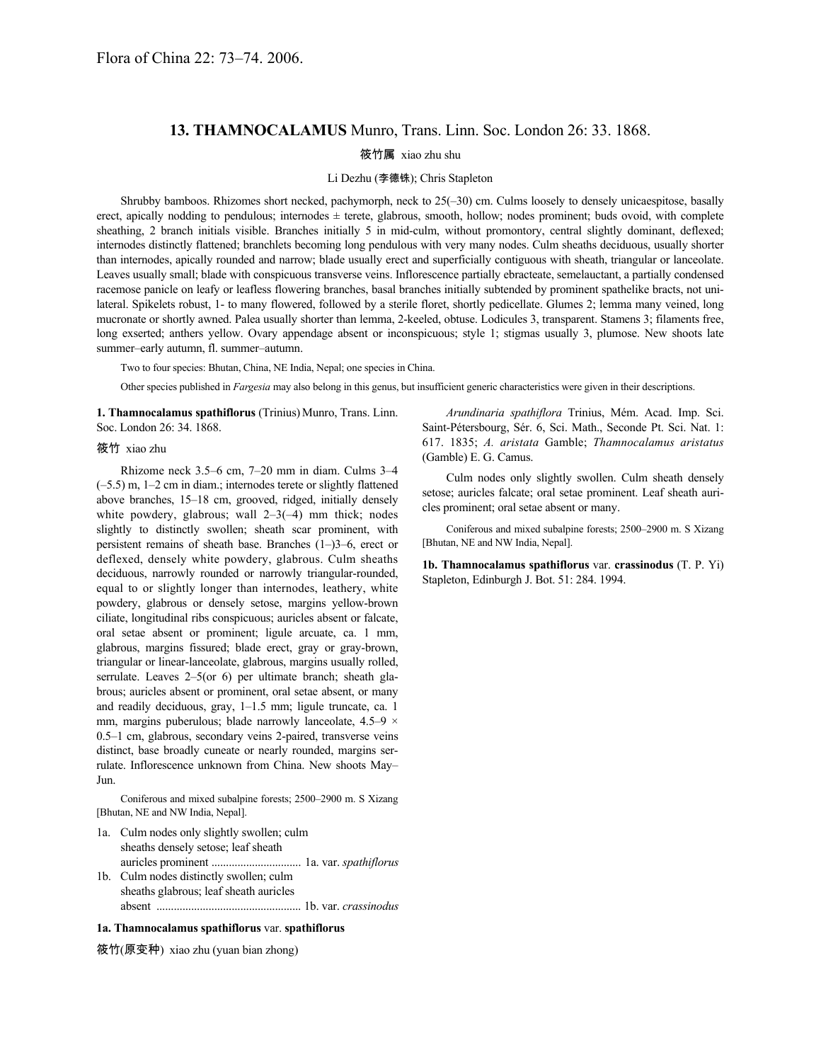Flora of China 22: 73–74. 2006.

## 13. THAMNOCALAMUS Munro, Trans. Linn. Soc. London 26: 33. 1868.

筱竹属 xiao zhu shu

Li Dezhu (李德铢); Chris Stapleton

Shrubby bamboos. Rhizomes short necked, pachymorph, neck to 25(–30) cm. Culms loosely to densely unicaespitose, basally erect, apically nodding to pendulous; internodes ± terete, glabrous, smooth, hollow; nodes prominent; buds ovoid, with complete sheathing, 2 branch initials visible. Branches initially 5 in mid-culm, without promontory, central slightly dominant, deflexed; internodes distinctly flattened; branchlets becoming long pendulous with very many nodes. Culm sheaths deciduous, usually shorter than internodes, apically rounded and narrow; blade usually erect and superficially contiguous with sheath, triangular or lanceolate. Leaves usually small; blade with conspicuous transverse veins. Inflorescence partially ebracteate, semelauctant, a partially condensed racemose panicle on leafy or leafless flowering branches, basal branches initially subtended by prominent spathelike bracts, not unilateral. Spikelets robust, 1- to many flowered, followed by a sterile floret, shortly pedicellate. Glumes 2; lemma many veined, long mucronate or shortly awned. Palea usually shorter than lemma, 2-keeled, obtuse. Lodicules 3, transparent. Stamens 3; filaments free, long exserted; anthers yellow. Ovary appendage absent or inconspicuous; style 1; stigmas usually 3, plumose. New shoots late summer–early autumn, fl. summer–autumn.

Two to four species: Bhutan, China, NE India, Nepal; one species in China.

Other species published in *Fargesia* may also belong in this genus, but insufficient generic characteristics were given in their descriptions.

**1. Thamnocalamus spathiflorus** (Trinius) Munro, Trans. Linn. Soc. London 26: 34. 1868.

筱竹 xiao zhu

Rhizome neck 3.5–6 cm, 7–20 mm in diam. Culms 3–4 (–5.5) m, 1–2 cm in diam.; internodes terete or slightly flattened above branches, 15–18 cm, grooved, ridged, initially densely white powdery, glabrous; wall 2–3(–4) mm thick; nodes slightly to distinctly swollen; sheath scar prominent, with persistent remains of sheath base. Branches (1–)3–6, erect or deflexed, densely white powdery, glabrous. Culm sheaths deciduous, narrowly rounded or narrowly triangular-rounded, equal to or slightly longer than internodes, leathery, white powdery, glabrous or densely setose, margins yellow-brown ciliate, longitudinal ribs conspicuous; auricles absent or falcate, oral setae absent or prominent; ligule arcuate, ca. 1 mm, glabrous, margins fissured; blade erect, gray or gray-brown, triangular or linear-lanceolate, glabrous, margins usually rolled, serrulate. Leaves 2–5(or 6) per ultimate branch; sheath glabrous; auricles absent or prominent, oral setae absent, or many and readily deciduous, gray, 1–1.5 mm; ligule truncate, ca. 1 mm, margins puberulous; blade narrowly lanceolate, 4.5–9 × 0.5–1 cm, glabrous, secondary veins 2-paired, transverse veins distinct, base broadly cuneate or nearly rounded, margins serrulate. Inflorescence unknown from China. New shoots May–Jun.

Coniferous and mixed subalpine forests; 2500–2900 m. S Xizang [Bhutan, NE and NW India, Nepal].

1a. Culm nodes only slightly swollen; culm sheaths densely setose; leaf sheath auricles prominent .............................. 1a. var. *spathiflorus*
1b. Culm nodes distinctly swollen; culm sheaths glabrous; leaf sheath auricles absent ................................................. 1b. var. *crassinodus*

**1a. Thamnocalamus spathiflorus** var. **spathiflorus**

筱竹(原变种) xiao zhu (yuan bian zhong)

*Arundinaria spathiflora* Trinius, Mém. Acad. Imp. Sci. Saint-Pétersbourg, Sér. 6, Sci. Math., Seconde Pt. Sci. Nat. 1: 617. 1835; *A. aristata* Gamble; *Thamnocalamus aristatus* (Gamble) E. G. Camus.

Culm nodes only slightly swollen. Culm sheath densely setose; auricles falcate; oral setae prominent. Leaf sheath auricles prominent; oral setae absent or many.

Coniferous and mixed subalpine forests; 2500–2900 m. S Xizang [Bhutan, NE and NW India, Nepal].

**1b. Thamnocalamus spathiflorus** var. **crassinodus** (T. P. Yi) Stapleton, Edinburgh J. Bot. 51: 284. 1994.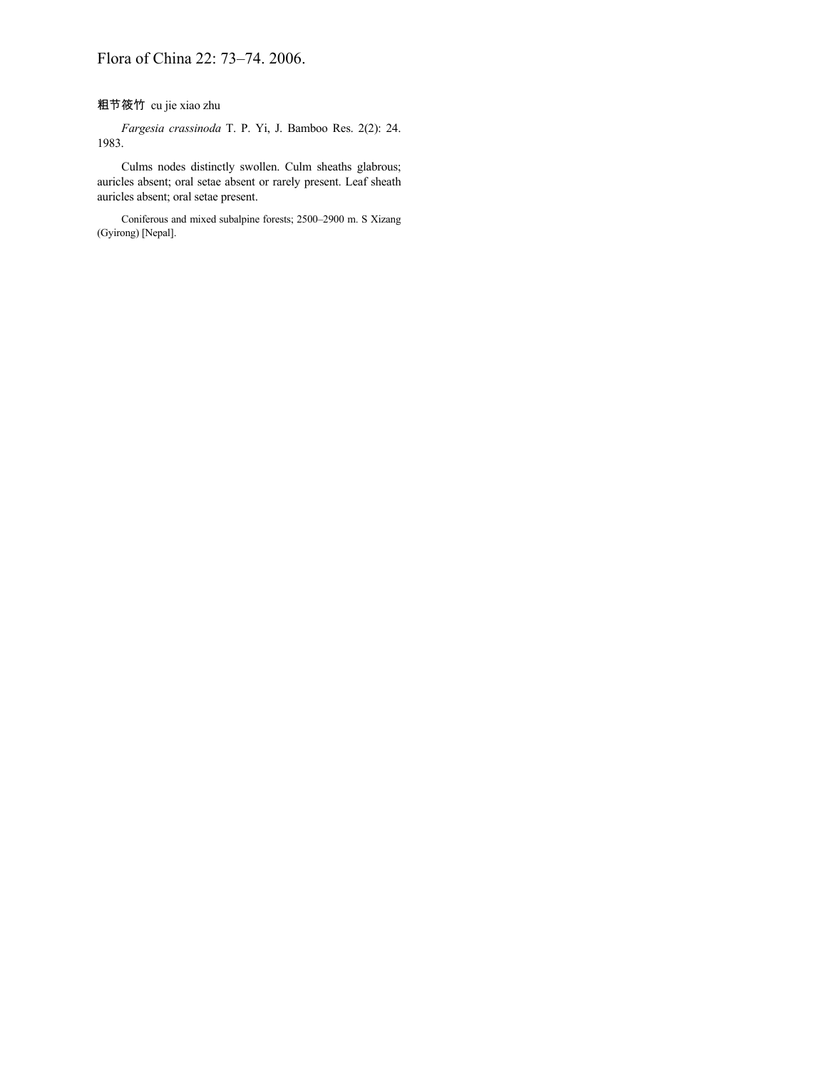Flora of China 22: 73–74. 2006.

粗节筱竹 cu jie xiao zhu

*Fargesia crassinoda* T. P. Yi, J. Bamboo Res. 2(2): 24. 1983.

Culms nodes distinctly swollen. Culm sheaths glabrous; auricles absent; oral setae absent or rarely present. Leaf sheath auricles absent; oral setae present.

Coniferous and mixed subalpine forests; 2500–2900 m. S Xizang (Gyirong) [Nepal].